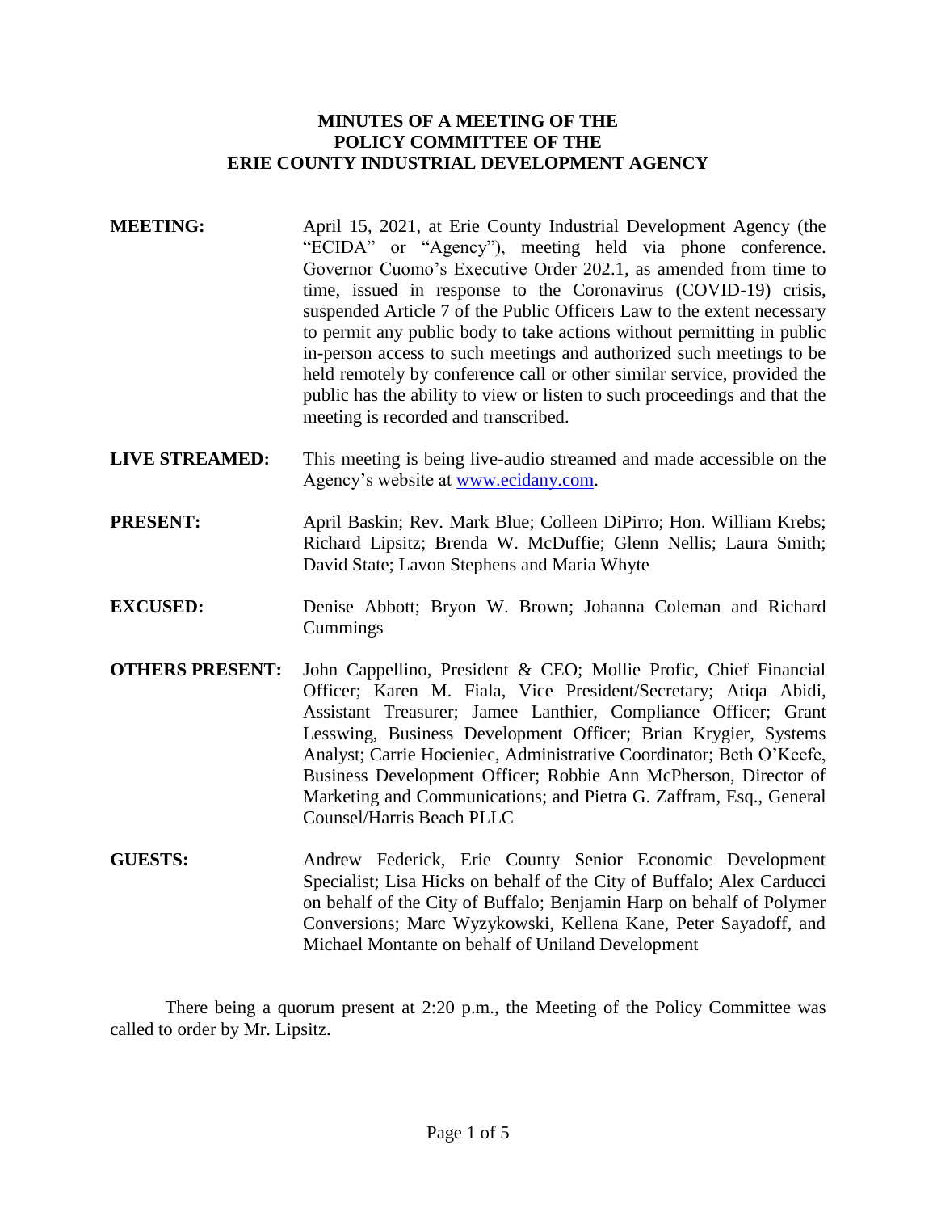# MINUTES OF A MEETING OF THE POLICY COMMITTEE OF THE ERIE COUNTY INDUSTRIAL DEVELOPMENT AGENCY

**MEETING:** April 15, 2021, at Erie County Industrial Development Agency (the "ECIDA" or "Agency"), meeting held via phone conference. Governor Cuomo's Executive Order 202.1, as amended from time to time, issued in response to the Coronavirus (COVID-19) crisis, suspended Article 7 of the Public Officers Law to the extent necessary to permit any public body to take actions without permitting in public in-person access to such meetings and authorized such meetings to be held remotely by conference call or other similar service, provided the public has the ability to view or listen to such proceedings and that the meeting is recorded and transcribed.

**LIVE STREAMED:** This meeting is being live-audio streamed and made accessible on the Agency's website at [www.ecidany.com](http://www.ecidany.com).

**PRESENT:** April Baskin; Rev. Mark Blue; Colleen DiPirro; Hon. William Krebs; Richard Lipsitz; Brenda W. McDuffie; Glenn Nellis; Laura Smith; David State; Lavon Stephens and Maria Whyte

**EXCUSED:** Denise Abbott; Bryon W. Brown; Johanna Coleman and Richard Cummings

**OTHERS PRESENT:** John Cappellino, President & CEO; Mollie Profic, Chief Financial Officer; Karen M. Fiala, Vice President/Secretary; Atiqa Abidi, Assistant Treasurer; Jamee Lanthier, Compliance Officer; Grant Lesswing, Business Development Officer; Brian Krygier, Systems Analyst; Carrie Hocieniec, Administrative Coordinator; Beth O'Keefe, Business Development Officer; Robbie Ann McPherson, Director of Marketing and Communications; and Pietra G. Zaffram, Esq., General Counsel/Harris Beach PLLC

**GUESTS:** Andrew Federick, Erie County Senior Economic Development Specialist; Lisa Hicks on behalf of the City of Buffalo; Alex Carducci on behalf of the City of Buffalo; Benjamin Harp on behalf of Polymer Conversions; Marc Wyzykowski, Kellena Kane, Peter Sayadoff, and Michael Montante on behalf of Uniland Development

There being a quorum present at 2:20 p.m., the Meeting of the Policy Committee was called to order by Mr. Lipsitz.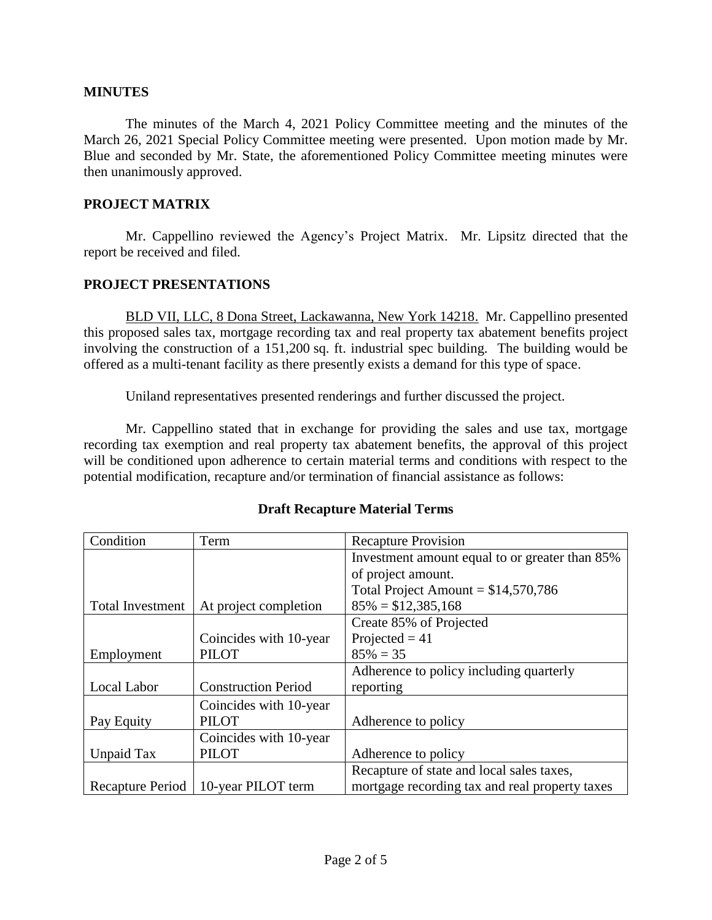## MINUTES

The minutes of the March 4, 2021 Policy Committee meeting and the minutes of the March 26, 2021 Special Policy Committee meeting were presented. Upon motion made by Mr. Blue and seconded by Mr. State, the aforementioned Policy Committee meeting minutes were then unanimously approved.

## PROJECT MATRIX

Mr. Cappellino reviewed the Agency's Project Matrix. Mr. Lipsitz directed that the report be received and filed.

## PROJECT PRESENTATIONS

BLD VII, LLC, 8 Dona Street, Lackawanna, New York 14218. Mr. Cappellino presented this proposed sales tax, mortgage recording tax and real property tax abatement benefits project involving the construction of a 151,200 sq. ft. industrial spec building. The building would be offered as a multi-tenant facility as there presently exists a demand for this type of space.

Uniland representatives presented renderings and further discussed the project.

Mr. Cappellino stated that in exchange for providing the sales and use tax, mortgage recording tax exemption and real property tax abatement benefits, the approval of this project will be conditioned upon adherence to certain material terms and conditions with respect to the potential modification, recapture and/or termination of financial assistance as follows:

**Draft Recapture Material Terms**

| Condition | Term | Recapture Provision |
|---|---|---|
| Total Investment | At project completion | Investment amount equal to or greater than 85% of project amount. Total Project Amount = $14,570,786 85% = $12,385,168 |
| Employment | Coincides with 10-year PILOT | Create 85% of Projected Projected = 41 85% = 35 |
| Local Labor | Construction Period | Adherence to policy including quarterly reporting |
| Pay Equity | Coincides with 10-year PILOT | Adherence to policy |
| Unpaid Tax | Coincides with 10-year PILOT | Adherence to policy |
| Recapture Period | 10-year PILOT term | Recapture of state and local sales taxes, mortgage recording tax and real property taxes |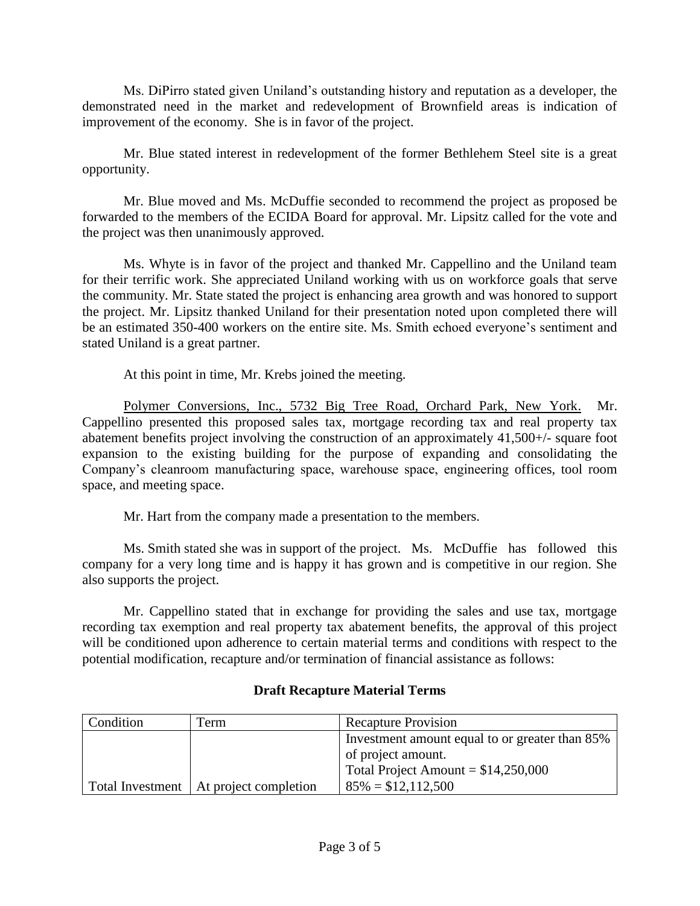Ms. DiPirro stated given Uniland's outstanding history and reputation as a developer, the demonstrated need in the market and redevelopment of Brownfield areas is indication of improvement of the economy. She is in favor of the project.

Mr. Blue stated interest in redevelopment of the former Bethlehem Steel site is a great opportunity.

Mr. Blue moved and Ms. McDuffie seconded to recommend the project as proposed be forwarded to the members of the ECIDA Board for approval. Mr. Lipsitz called for the vote and the project was then unanimously approved.

Ms. Whyte is in favor of the project and thanked Mr. Cappellino and the Uniland team for their terrific work. She appreciated Uniland working with us on workforce goals that serve the community. Mr. State stated the project is enhancing area growth and was honored to support the project. Mr. Lipsitz thanked Uniland for their presentation noted upon completed there will be an estimated 350-400 workers on the entire site. Ms. Smith echoed everyone's sentiment and stated Uniland is a great partner.

At this point in time, Mr. Krebs joined the meeting.

Polymer Conversions, Inc., 5732 Big Tree Road, Orchard Park, New York. Mr. Cappellino presented this proposed sales tax, mortgage recording tax and real property tax abatement benefits project involving the construction of an approximately 41,500+/- square foot expansion to the existing building for the purpose of expanding and consolidating the Company's cleanroom manufacturing space, warehouse space, engineering offices, tool room space, and meeting space.

Mr. Hart from the company made a presentation to the members.

Ms. Smith stated she was in support of the project. Ms. McDuffie has followed this company for a very long time and is happy it has grown and is competitive in our region. She also supports the project.

Mr. Cappellino stated that in exchange for providing the sales and use tax, mortgage recording tax exemption and real property tax abatement benefits, the approval of this project will be conditioned upon adherence to certain material terms and conditions with respect to the potential modification, recapture and/or termination of financial assistance as follows:

**Draft Recapture Material Terms**

| Condition | Term | Recapture Provision |
|---|---|---|
| Total Investment | At project completion | Investment amount equal to or greater than 85% of project amount.<br>Total Project Amount = $14,250,000<br>85% = $12,112,500 |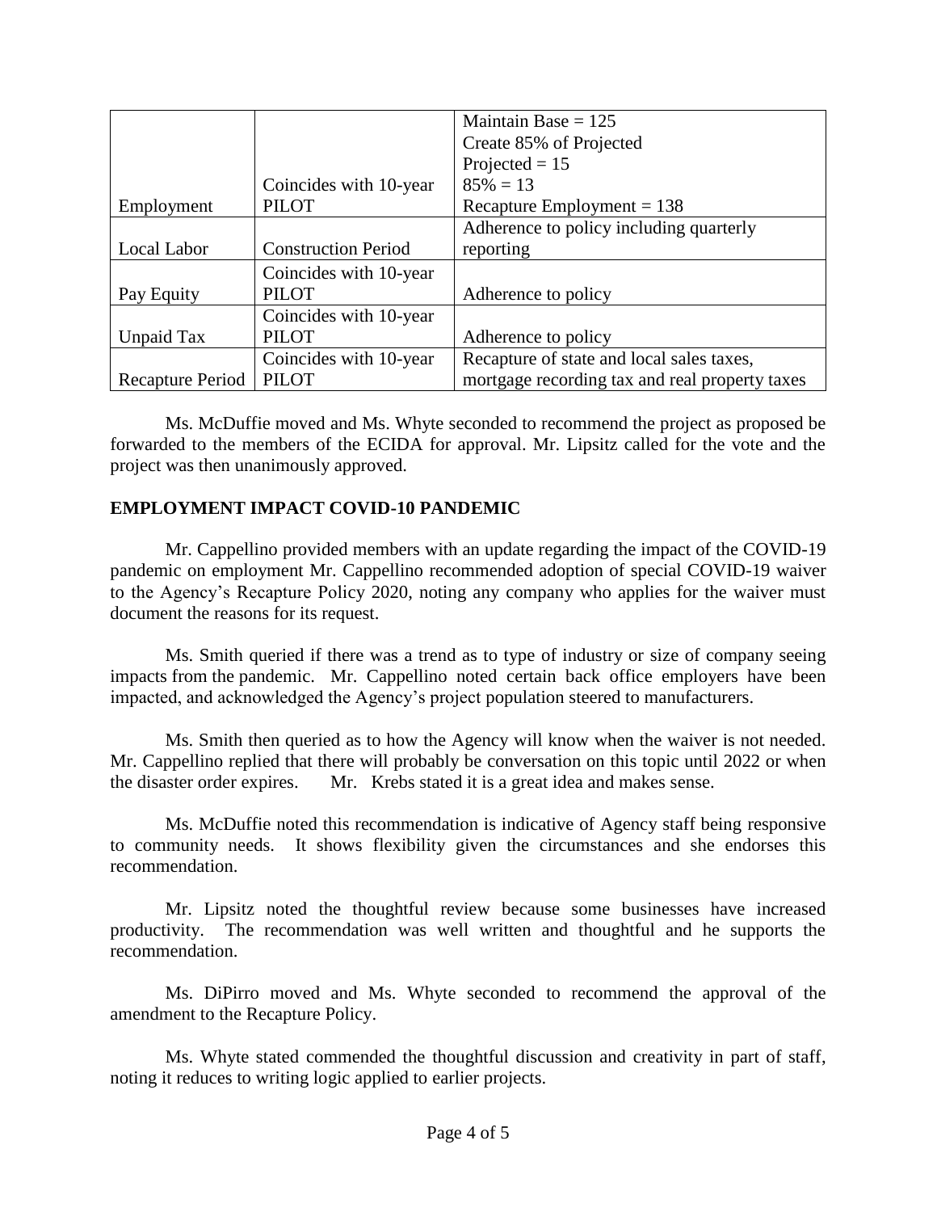| | | |
|---|---|---|
| Employment | Coincides with 10-year PILOT | Maintain Base = 125<br>Create 85% of Projected<br>Projected = 15<br>85% = 13<br>Recapture Employment = 138 |
| Local Labor | Construction Period | Adherence to policy including quarterly reporting |
| Pay Equity | Coincides with 10-year PILOT | Adherence to policy |
| Unpaid Tax | Coincides with 10-year PILOT | Adherence to policy |
| Recapture Period | Coincides with 10-year PILOT | Recapture of state and local sales taxes, mortgage recording tax and real property taxes |

Ms. McDuffie moved and Ms. Whyte seconded to recommend the project as proposed be forwarded to the members of the ECIDA for approval. Mr. Lipsitz called for the vote and the project was then unanimously approved.

**EMPLOYMENT IMPACT COVID-10 PANDEMIC**

Mr. Cappellino provided members with an update regarding the impact of the COVID-19 pandemic on employment Mr. Cappellino recommended adoption of special COVID-19 waiver to the Agency's Recapture Policy 2020, noting any company who applies for the waiver must document the reasons for its request.

Ms. Smith queried if there was a trend as to type of industry or size of company seeing impacts from the pandemic. Mr. Cappellino noted certain back office employers have been impacted, and acknowledged the Agency's project population steered to manufacturers.

Ms. Smith then queried as to how the Agency will know when the waiver is not needed. Mr. Cappellino replied that there will probably be conversation on this topic until 2022 or when the disaster order expires. Mr. Krebs stated it is a great idea and makes sense.

Ms. McDuffie noted this recommendation is indicative of Agency staff being responsive to community needs. It shows flexibility given the circumstances and she endorses this recommendation.

Mr. Lipsitz noted the thoughtful review because some businesses have increased productivity. The recommendation was well written and thoughtful and he supports the recommendation.

Ms. DiPirro moved and Ms. Whyte seconded to recommend the approval of the amendment to the Recapture Policy.

Ms. Whyte stated commended the thoughtful discussion and creativity in part of staff, noting it reduces to writing logic applied to earlier projects.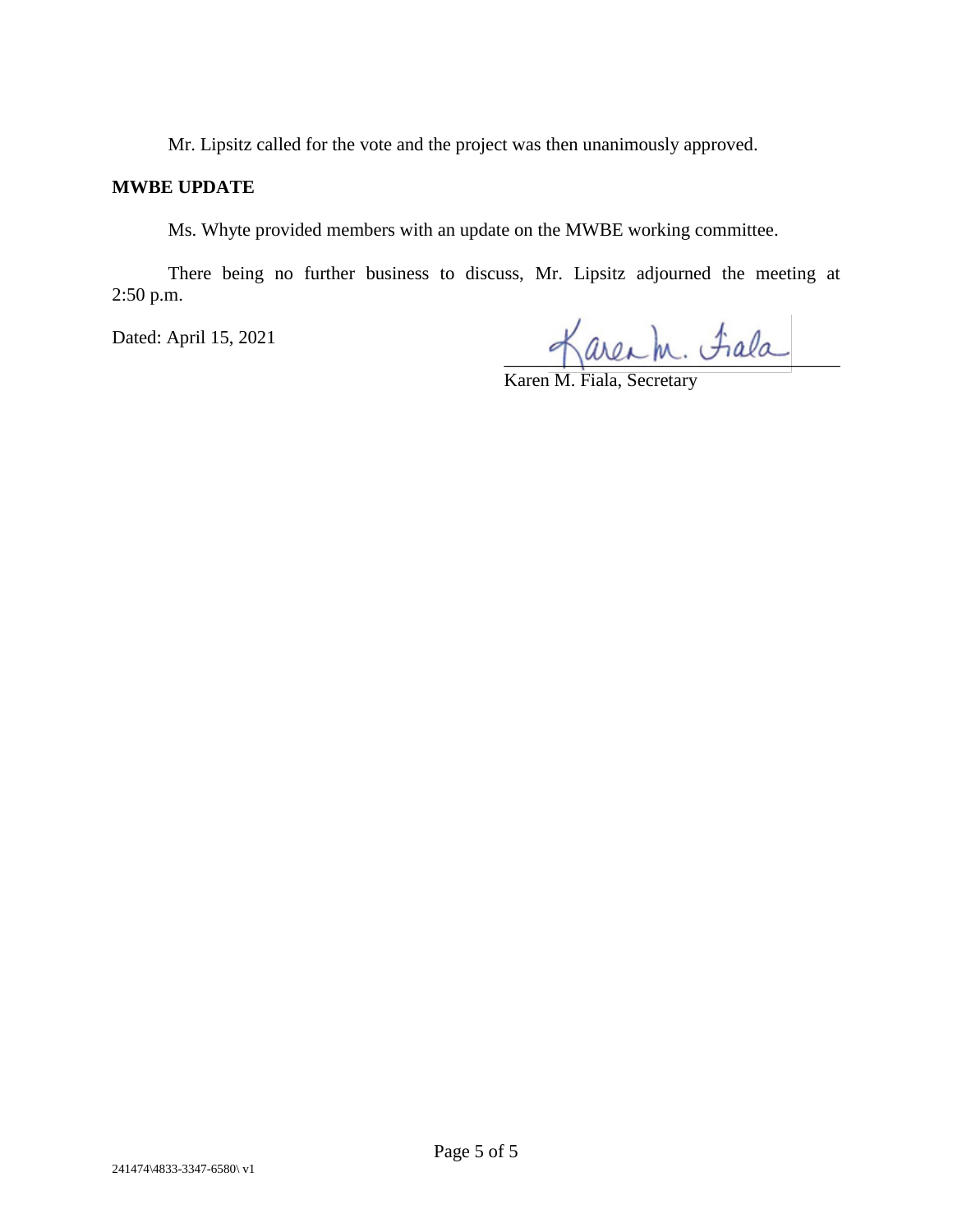Mr. Lipsitz called for the vote and the project was then unanimously approved.

**MWBE UPDATE**

Ms. Whyte provided members with an update on the MWBE working committee.

There being no further business to discuss, Mr. Lipsitz adjourned the meeting at 2:50 p.m.

Dated: April 15, 2021

Karen M. Fiala

Karen M. Fiala, Secretary

241474\4833-3347-6580\ v1